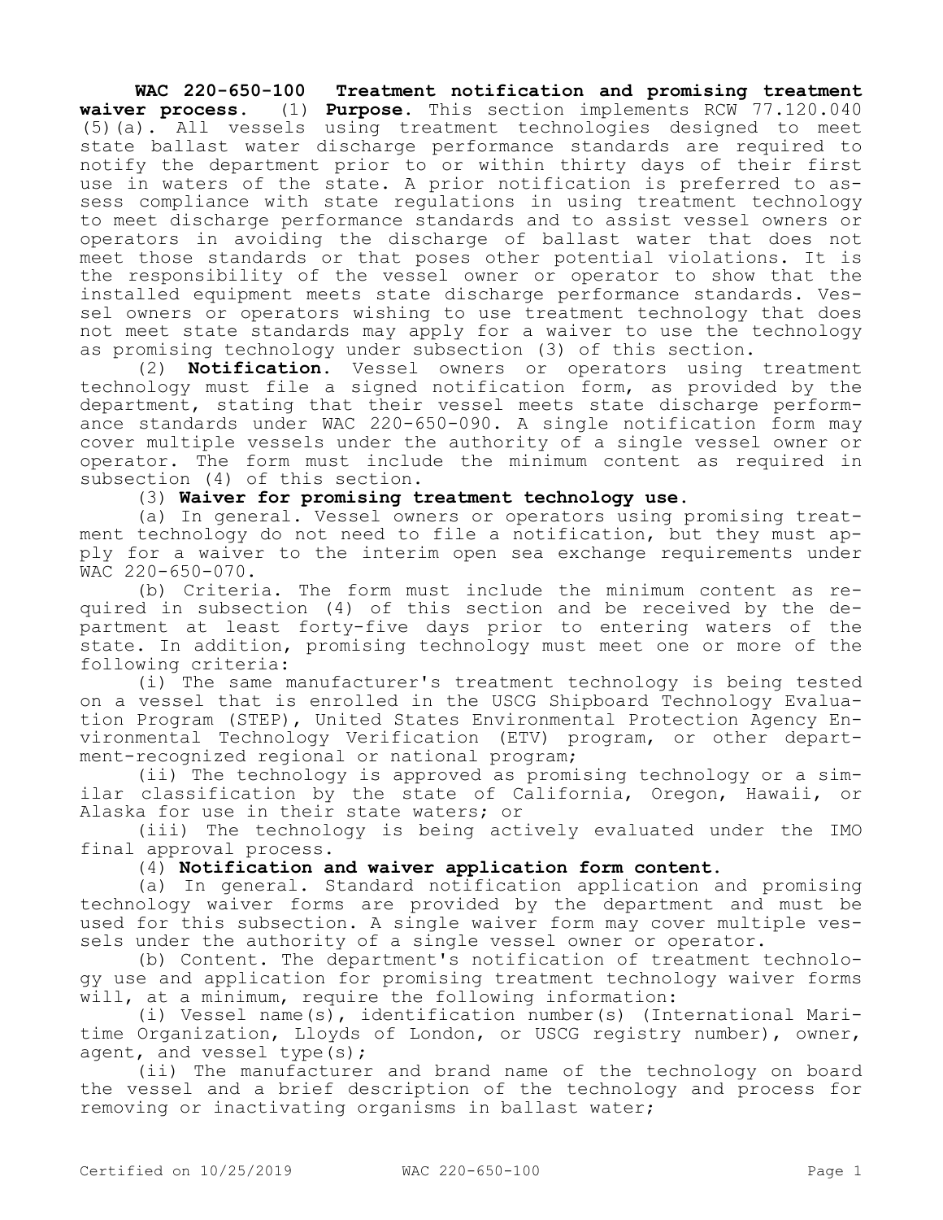**WAC 220-650-100 Treatment notification and promising treatment waiver process.** (1) **Purpose.** This section implements RCW 77.120.040 (5)(a). All vessels using treatment technologies designed to meet state ballast water discharge performance standards are required to notify the department prior to or within thirty days of their first use in waters of the state. A prior notification is preferred to assess compliance with state regulations in using treatment technology to meet discharge performance standards and to assist vessel owners or operators in avoiding the discharge of ballast water that does not meet those standards or that poses other potential violations. It is the responsibility of the vessel owner or operator to show that the installed equipment meets state discharge performance standards. Vessel owners or operators wishing to use treatment technology that does not meet state standards may apply for a waiver to use the technology as promising technology under subsection (3) of this section.

(2) **Notification.** Vessel owners or operators using treatment technology must file a signed notification form, as provided by the department, stating that their vessel meets state discharge performance standards under WAC 220-650-090. A single notification form may cover multiple vessels under the authority of a single vessel owner or operator. The form must include the minimum content as required in subsection (4) of this section.

(3) **Waiver for promising treatment technology use.**

(a) In general. Vessel owners or operators using promising treatment technology do not need to file a notification, but they must apply for a waiver to the interim open sea exchange requirements under WAC 220-650-070.

(b) Criteria. The form must include the minimum content as required in subsection (4) of this section and be received by the department at least forty-five days prior to entering waters of the state. In addition, promising technology must meet one or more of the following criteria:

(i) The same manufacturer's treatment technology is being tested on a vessel that is enrolled in the USCG Shipboard Technology Evaluation Program (STEP), United States Environmental Protection Agency Environmental Technology Verification (ETV) program, or other department-recognized regional or national program;

(ii) The technology is approved as promising technology or a similar classification by the state of California, Oregon, Hawaii, or Alaska for use in their state waters; or

(iii) The technology is being actively evaluated under the IMO final approval process.

(4) **Notification and waiver application form content.**

(a) In general. Standard notification application and promising technology waiver forms are provided by the department and must be used for this subsection. A single waiver form may cover multiple vessels under the authority of a single vessel owner or operator.

(b) Content. The department's notification of treatment technology use and application for promising treatment technology waiver forms will, at a minimum, require the following information:

(i) Vessel name(s), identification number(s) (International Maritime Organization, Lloyds of London, or USCG registry number), owner, agent, and vessel type(s);

(ii) The manufacturer and brand name of the technology on board the vessel and a brief description of the technology and process for removing or inactivating organisms in ballast water;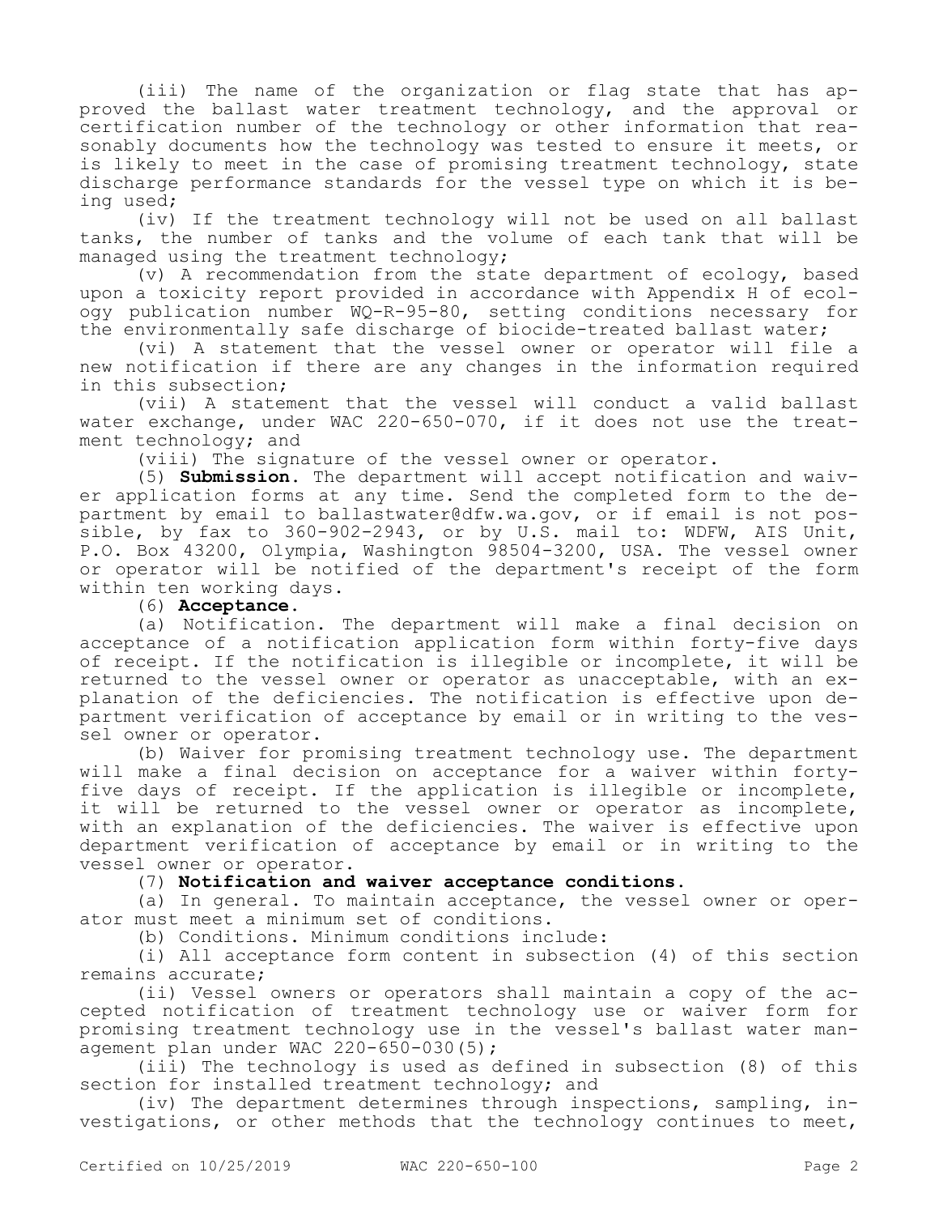(iii) The name of the organization or flag state that has approved the ballast water treatment technology, and the approval or certification number of the technology or other information that reasonably documents how the technology was tested to ensure it meets, or is likely to meet in the case of promising treatment technology, state discharge performance standards for the vessel type on which it is being used;

(iv) If the treatment technology will not be used on all ballast tanks, the number of tanks and the volume of each tank that will be managed using the treatment technology;

(v) A recommendation from the state department of ecology, based upon a toxicity report provided in accordance with Appendix H of ecology publication number WQ-R-95-80, setting conditions necessary for the environmentally safe discharge of biocide-treated ballast water;

(vi) A statement that the vessel owner or operator will file a new notification if there are any changes in the information required in this subsection;

(vii) A statement that the vessel will conduct a valid ballast water exchange, under WAC 220-650-070, if it does not use the treatment technology; and

(viii) The signature of the vessel owner or operator.

(5) **Submission.** The department will accept notification and waiver application forms at any time. Send the completed form to the department by email to ballastwater@dfw.wa.gov, or if email is not possible, by fax to 360-902-2943, or by U.S. mail to: WDFW, AIS Unit, P.O. Box 43200, Olympia, Washington 98504-3200, USA. The vessel owner or operator will be notified of the department's receipt of the form within ten working days.

(6) **Acceptance.**

(a) Notification. The department will make a final decision on acceptance of a notification application form within forty-five days of receipt. If the notification is illegible or incomplete, it will be returned to the vessel owner or operator as unacceptable, with an explanation of the deficiencies. The notification is effective upon department verification of acceptance by email or in writing to the vessel owner or operator.

(b) Waiver for promising treatment technology use. The department will make a final decision on acceptance for a waiver within forty-five days of receipt. If the application is illegible or incomplete, it will be returned to the vessel owner or operator as incomplete, with an explanation of the deficiencies. The waiver is effective upon department verification of acceptance by email or in writing to the vessel owner or operator.

(7) **Notification and waiver acceptance conditions.**

(a) In general. To maintain acceptance, the vessel owner or operator must meet a minimum set of conditions.

(b) Conditions. Minimum conditions include:

(i) All acceptance form content in subsection (4) of this section remains accurate;

(ii) Vessel owners or operators shall maintain a copy of the accepted notification of treatment technology use or waiver form for promising treatment technology use in the vessel's ballast water management plan under WAC 220-650-030(5);

(iii) The technology is used as defined in subsection (8) of this section for installed treatment technology; and

(iv) The department determines through inspections, sampling, investigations, or other methods that the technology continues to meet,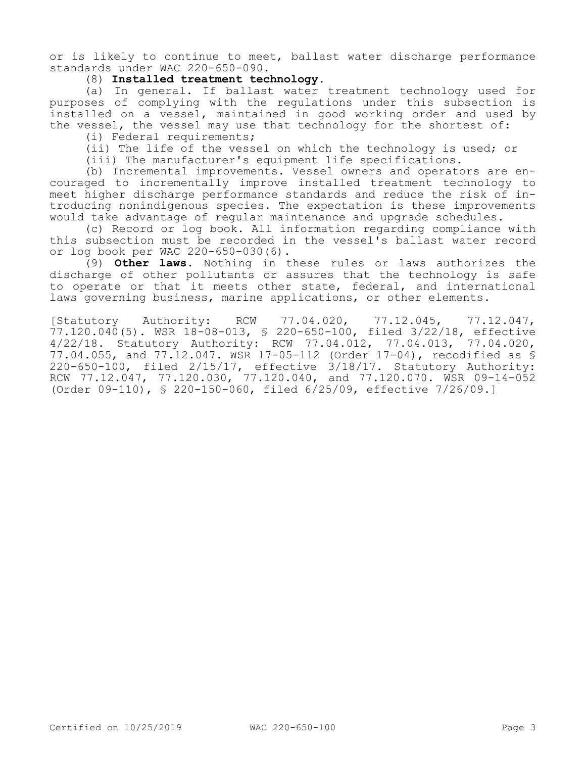or is likely to continue to meet, ballast water discharge performance standards under WAC 220-650-090.

(8) **Installed treatment technology.**

(a) In general. If ballast water treatment technology used for purposes of complying with the regulations under this subsection is installed on a vessel, maintained in good working order and used by the vessel, the vessel may use that technology for the shortest of:

(i) Federal requirements;

(ii) The life of the vessel on which the technology is used; or

(iii) The manufacturer's equipment life specifications.

(b) Incremental improvements. Vessel owners and operators are encouraged to incrementally improve installed treatment technology to meet higher discharge performance standards and reduce the risk of introducing nonindigenous species. The expectation is these improvements would take advantage of regular maintenance and upgrade schedules.

(c) Record or log book. All information regarding compliance with this subsection must be recorded in the vessel's ballast water record or log book per WAC 220-650-030(6).

(9) **Other laws.** Nothing in these rules or laws authorizes the discharge of other pollutants or assures that the technology is safe to operate or that it meets other state, federal, and international laws governing business, marine applications, or other elements.

[Statutory Authority: RCW 77.04.020, 77.12.045, 77.12.047, 77.120.040(5). WSR 18-08-013, § 220-650-100, filed 3/22/18, effective 4/22/18. Statutory Authority: RCW 77.04.012, 77.04.013, 77.04.020, 77.04.055, and 77.12.047. WSR 17-05-112 (Order 17-04), recodified as § 220-650-100, filed 2/15/17, effective 3/18/17. Statutory Authority: RCW 77.12.047, 77.120.030, 77.120.040, and 77.120.070. WSR 09-14-052 (Order 09-110), § 220-150-060, filed 6/25/09, effective 7/26/09.]